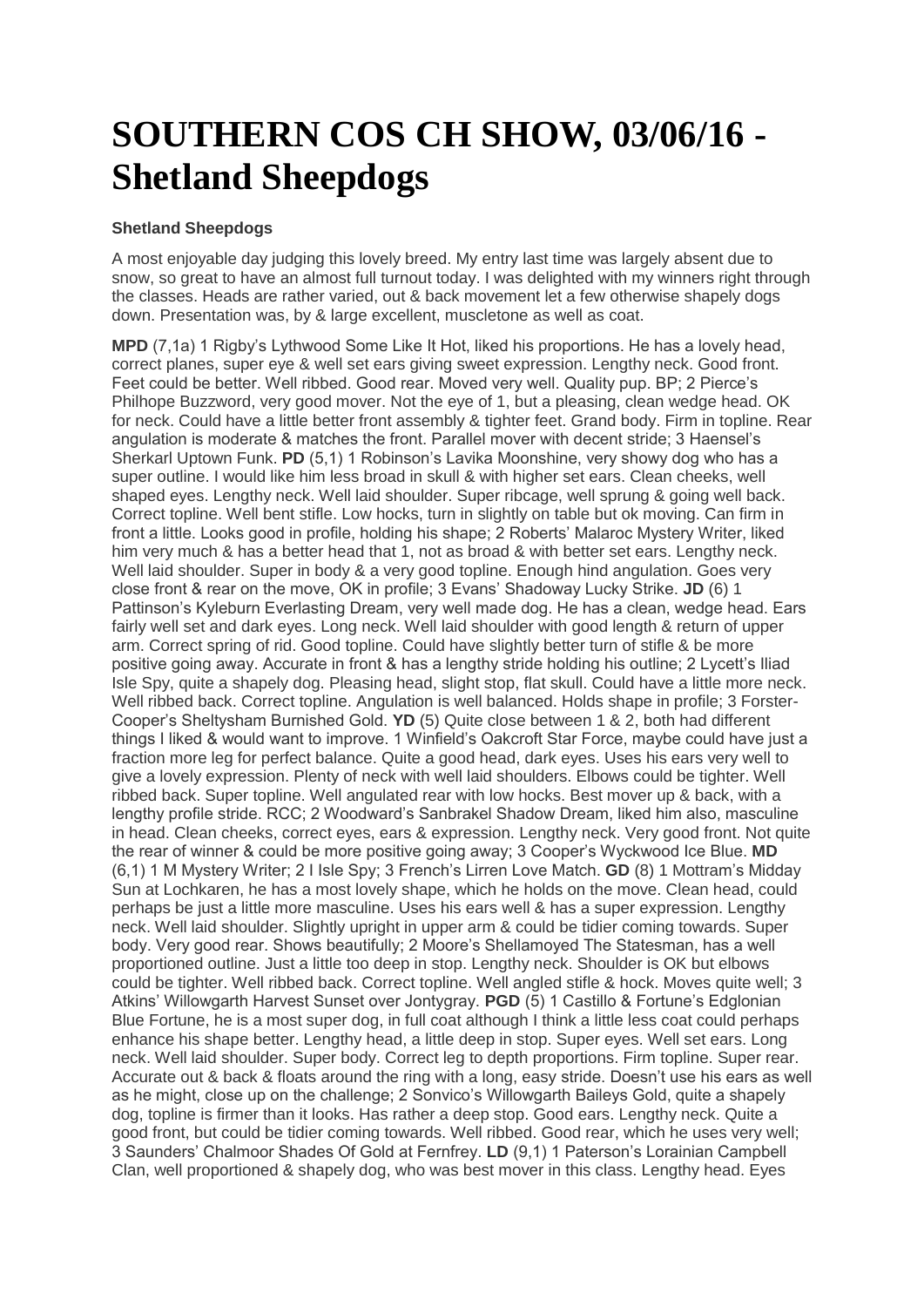# SOUTHERN COS CH SHOW, 03/06/16 - Shetland Sheepdogs

**Shetland Sheepdogs**

A most enjoyable day judging this lovely breed. My entry last time was largely absent due to snow, so great to have an almost full turnout today. I was delighted with my winners right through the classes. Heads are rather varied, out & back movement let a few otherwise shapely dogs down. Presentation was, by & large excellent, muscletone as well as coat.

**MPD** (7,1a) 1 Rigby's Lythwood Some Like It Hot, liked his proportions. He has a lovely head, correct planes, super eye & well set ears giving sweet expression. Lengthy neck. Good front. Feet could be better. Well ribbed. Good rear. Moved very well. Quality pup. BP; 2 Pierce's Philhope Buzzword, very good mover. Not the eye of 1, but a pleasing, clean wedge head. OK for neck. Could have a little better front assembly & tighter feet. Grand body. Firm in topline. Rear angulation is moderate & matches the front. Parallel mover with decent stride; 3 Haensel's Sherkarl Uptown Funk. **PD** (5,1) 1 Robinson's Lavika Moonshine, very showy dog who has a super outline. I would like him less broad in skull & with higher set ears. Clean cheeks, well shaped eyes. Lengthy neck. Well laid shoulder. Super ribcage, well sprung & going well back. Correct topline. Well bent stifle. Low hocks, turn in slightly on table but ok moving. Can firm in front a little. Looks good in profile, holding his shape; 2 Roberts' Malaroc Mystery Writer, liked him very much & has a better head that 1, not as broad & with better set ears. Lengthy neck. Well laid shoulder. Super in body & a very good topline. Enough hind angulation. Goes very close front & rear on the move, OK in profile; 3 Evans' Shadoway Lucky Strike. **JD** (6) 1 Pattinson's Kyleburn Everlasting Dream, very well made dog. He has a clean, wedge head. Ears fairly well set and dark eyes. Long neck. Well laid shoulder with good length & return of upper arm. Correct spring of rid. Good topline. Could have slightly better turn of stifle & be more positive going away. Accurate in front & has a lengthy stride holding his outline; 2 Lycett's Iliad Isle Spy, quite a shapely dog. Pleasing head, slight stop, flat skull. Could have a little more neck. Well ribbed back. Correct topline. Angulation is well balanced. Holds shape in profile; 3 Forster-Cooper's Sheltysham Burnished Gold. **YD** (5) Quite close between 1 & 2, both had different things I liked & would want to improve. 1 Winfield's Oakcroft Star Force, maybe could have just a fraction more leg for perfect balance. Quite a good head, dark eyes. Uses his ears very well to give a lovely expression. Plenty of neck with well laid shoulders. Elbows could be tighter. Well ribbed back. Super topline. Well angulated rear with low hocks. Best mover up & back, with a lengthy profile stride. RCC; 2 Woodward's Sanbrakel Shadow Dream, liked him also, masculine in head. Clean cheeks, correct eyes, ears & expression. Lengthy neck. Very good front. Not quite the rear of winner & could be more positive going away; 3 Cooper's Wyckwood Ice Blue. **MD** (6,1) 1 M Mystery Writer; 2 I Isle Spy; 3 French's Lirren Love Match. **GD** (8) 1 Mottram's Midday Sun at Lochkaren, he has a most lovely shape, which he holds on the move. Clean head, could perhaps be just a little more masculine. Uses his ears well & has a super expression. Lengthy neck. Well laid shoulder. Slightly upright in upper arm & could be tidier coming towards. Super body. Very good rear. Shows beautifully; 2 Moore's Shellamoyed The Statesman, has a well proportioned outline. Just a little too deep in stop. Lengthy neck. Shoulder is OK but elbows could be tighter. Well ribbed back. Correct topline. Well angled stifle & hock. Moves quite well; 3 Atkins' Willowgarth Harvest Sunset over Jontygray. **PGD** (5) 1 Castillo & Fortune's Edglonian Blue Fortune, he is a most super dog, in full coat although I think a little less coat could perhaps enhance his shape better. Lengthy head, a little deep in stop. Super eyes. Well set ears. Long neck. Well laid shoulder. Super body. Correct leg to depth proportions. Firm topline. Super rear. Accurate out & back & floats around the ring with a long, easy stride. Doesn't use his ears as well as he might, close up on the challenge; 2 Sonvico's Willowgarth Baileys Gold, quite a shapely dog, topline is firmer than it looks. Has rather a deep stop. Good ears. Lengthy neck. Quite a good front, but could be tidier coming towards. Well ribbed. Good rear, which he uses very well; 3 Saunders' Chalmoor Shades Of Gold at Fernfrey. **LD** (9,1) 1 Paterson's Lorainian Campbell Clan, well proportioned & shapely dog, who was best mover in this class. Lengthy head. Eyes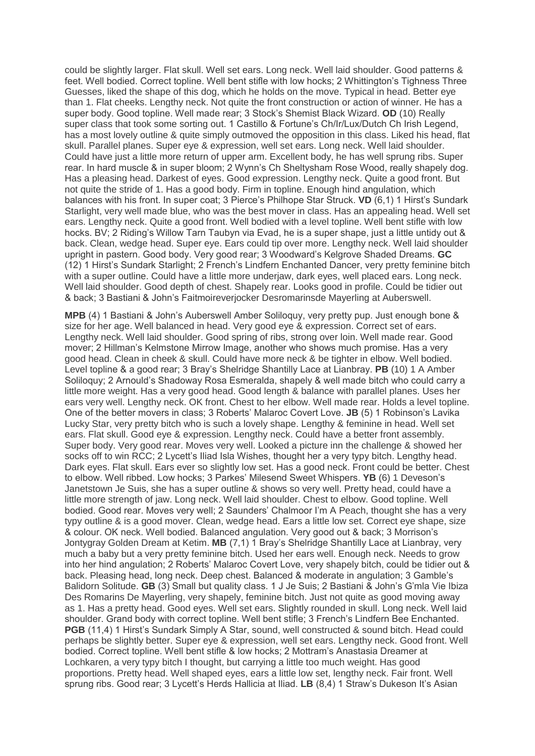could be slightly larger. Flat skull. Well set ears. Long neck. Well laid shoulder. Good patterns & feet. Well bodied. Correct topline. Well bent stifle with low hocks; 2 Whittington's Tighness Three Guesses, liked the shape of this dog, which he holds on the move. Typical in head. Better eye than 1. Flat cheeks. Lengthy neck. Not quite the front construction or action of winner. He has a super body. Good topline. Well made rear; 3 Stock's Shemist Black Wizard. **OD** (10) Really super class that took some sorting out. 1 Castillo & Fortune's Ch/Ir/Lux/Dutch Ch Irish Legend, has a most lovely outline & quite simply outmoved the opposition in this class. Liked his head, flat skull. Parallel planes. Super eye & expression, well set ears. Long neck. Well laid shoulder. Could have just a little more return of upper arm. Excellent body, he has well sprung ribs. Super rear. In hard muscle & in super bloom; 2 Wynn's Ch Sheltysham Rose Wood, really shapely dog. Has a pleasing head. Darkest of eyes. Good expression. Lengthy neck. Quite a good front. But not quite the stride of 1. Has a good body. Firm in topline. Enough hind angulation, which balances with his front. In super coat; 3 Pierce's Philhope Star Struck. **VD** (6,1) 1 Hirst's Sundark Starlight, very well made blue, who was the best mover in class. Has an appealing head. Well set ears. Lengthy neck. Quite a good front. Well bodied with a level topline. Well bent stifle with low hocks. BV; 2 Riding's Willow Tarn Taubyn via Evad, he is a super shape, just a little untidy out & back. Clean, wedge head. Super eye. Ears could tip over more. Lengthy neck. Well laid shoulder upright in pastern. Good body. Very good rear; 3 Woodward's Kelgrove Shaded Dreams. **GC** (12) 1 Hirst's Sundark Starlight; 2 French's Lindfern Enchanted Dancer, very pretty feminine bitch with a super outline. Could have a little more underjaw, dark eyes, well placed ears. Long neck. Well laid shoulder. Good depth of chest. Shapely rear. Looks good in profile. Could be tidier out & back; 3 Bastiani & John's Faitmoireverjocker Desromarinsde Mayerling at Auberswell.

**MPB** (4) 1 Bastiani & John's Auberswell Amber Soliloquy, very pretty pup. Just enough bone & size for her age. Well balanced in head. Very good eye & expression. Correct set of ears. Lengthy neck. Well laid shoulder. Good spring of ribs, strong over loin. Well made rear. Good mover; 2 Hillman's Kelmstone Mirrow Image, another who shows much promise. Has a very good head. Clean in cheek & skull. Could have more neck & be tighter in elbow. Well bodied. Level topline & a good rear; 3 Bray's Shelridge Shantilly Lace at Lianbray. **PB** (10) 1 A Amber Soliloquy; 2 Arnould's Shadoway Rosa Esmeralda, shapely & well made bitch who could carry a little more weight. Has a very good head. Good length & balance with parallel planes. Uses her ears very well. Lengthy neck. OK front. Chest to her elbow. Well made rear. Holds a level topline. One of the better movers in class; 3 Roberts' Malaroc Covert Love. **JB** (5) 1 Robinson's Lavika Lucky Star, very pretty bitch who is such a lovely shape. Lengthy & feminine in head. Well set ears. Flat skull. Good eye & expression. Lengthy neck. Could have a better front assembly. Super body. Very good rear. Moves very well. Looked a picture inn the challenge & showed her socks off to win RCC; 2 Lycett's Iliad Isla Wishes, thought her a very typy bitch. Lengthy head. Dark eyes. Flat skull. Ears ever so slightly low set. Has a good neck. Front could be better. Chest to elbow. Well ribbed. Low hocks; 3 Parkes' Milesend Sweet Whispers. **YB** (6) 1 Deveson's Janetstown Je Suis, she has a super outline & shows so very well. Pretty head, could have a little more strength of jaw. Long neck. Well laid shoulder. Chest to elbow. Good topline. Well bodied. Good rear. Moves very well; 2 Saunders' Chalmoor I'm A Peach, thought she has a very typy outline & is a good mover. Clean, wedge head. Ears a little low set. Correct eye shape, size & colour. OK neck. Well bodied. Balanced angulation. Very good out & back; 3 Morrison's Jontygray Golden Dream at Ketim. **MB** (7,1) 1 Bray's Shelridge Shantilly Lace at Lianbray, very much a baby but a very pretty feminine bitch. Used her ears well. Enough neck. Needs to grow into her hind angulation; 2 Roberts' Malaroc Covert Love, very shapely bitch, could be tidier out & back. Pleasing head, long neck. Deep chest. Balanced & moderate in angulation; 3 Gamble's Balidorn Solitude. **GB** (3) Small but quality class. 1 J Je Suis; 2 Bastiani & John's G'mla Vie Ibiza Des Romarins De Mayerling, very shapely, feminine bitch. Just not quite as good moving away as 1. Has a pretty head. Good eyes. Well set ears. Slightly rounded in skull. Long neck. Well laid shoulder. Grand body with correct topline. Well bent stifle; 3 French's Lindfern Bee Enchanted. **PGB** (11,4) 1 Hirst's Sundark Simply A Star, sound, well constructed & sound bitch. Head could perhaps be slightly better. Super eye & expression, well set ears. Lengthy neck. Good front. Well bodied. Correct topline. Well bent stifle & low hocks; 2 Mottram's Anastasia Dreamer at Lochkaren, a very typy bitch I thought, but carrying a little too much weight. Has good proportions. Pretty head. Well shaped eyes, ears a little low set, lengthy neck. Fair front. Well sprung ribs. Good rear; 3 Lycett's Herds Hallicia at Iliad. **LB** (8,4) 1 Straw's Dukeson It's Asian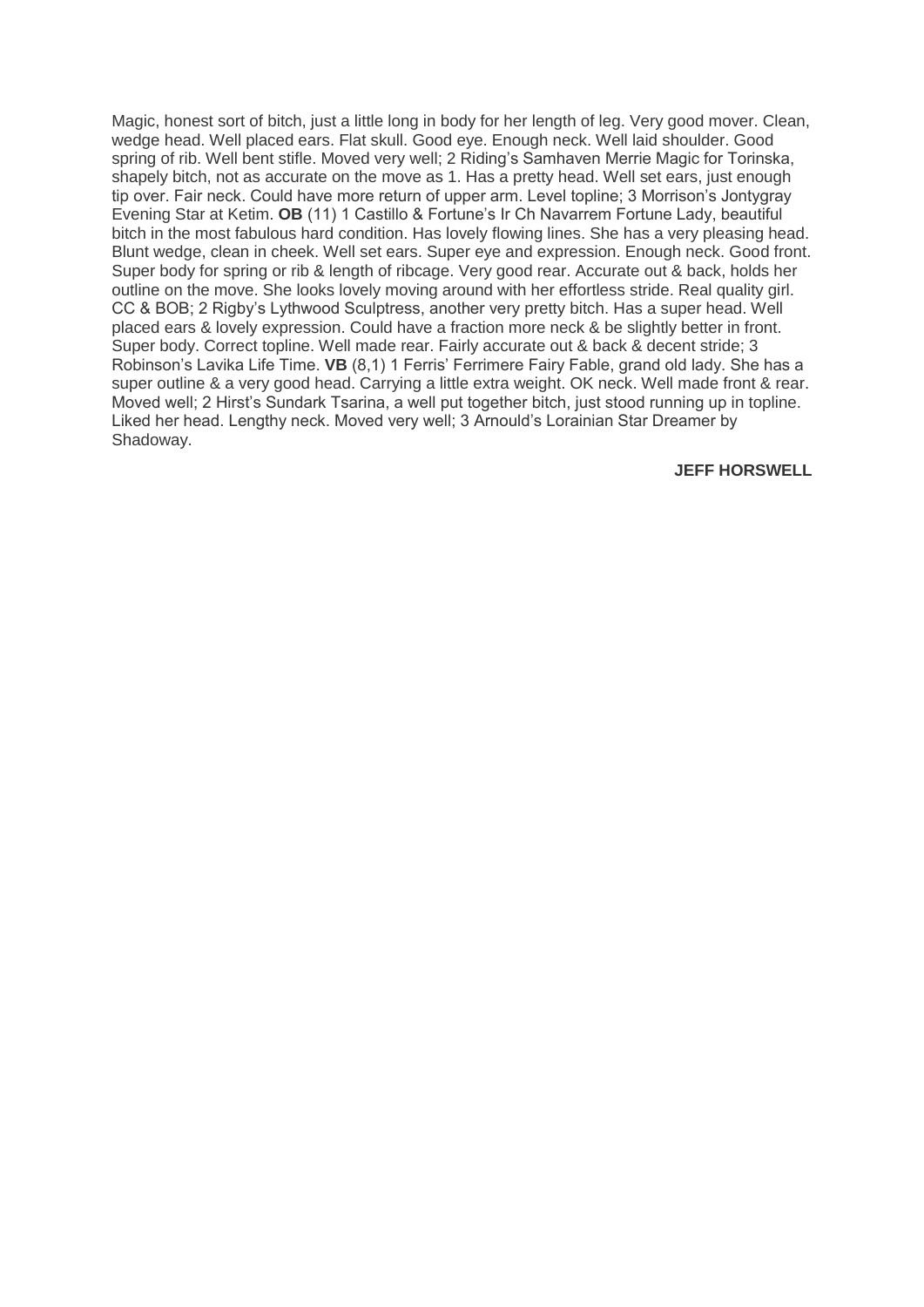Magic, honest sort of bitch, just a little long in body for her length of leg. Very good mover. Clean, wedge head. Well placed ears. Flat skull. Good eye. Enough neck. Well laid shoulder. Good spring of rib. Well bent stifle. Moved very well; 2 Riding's Samhaven Merrie Magic for Torinska, shapely bitch, not as accurate on the move as 1. Has a pretty head. Well set ears, just enough tip over. Fair neck. Could have more return of upper arm. Level topline; 3 Morrison's Jontygray Evening Star at Ketim. **OB** (11) 1 Castillo & Fortune's Ir Ch Navarrem Fortune Lady, beautiful bitch in the most fabulous hard condition. Has lovely flowing lines. She has a very pleasing head. Blunt wedge, clean in cheek. Well set ears. Super eye and expression. Enough neck. Good front. Super body for spring or rib & length of ribcage. Very good rear. Accurate out & back, holds her outline on the move. She looks lovely moving around with her effortless stride. Real quality girl. CC & BOB; 2 Rigby's Lythwood Sculptress, another very pretty bitch. Has a super head. Well placed ears & lovely expression. Could have a fraction more neck & be slightly better in front. Super body. Correct topline. Well made rear. Fairly accurate out & back & decent stride; 3 Robinson's Lavika Life Time. **VB** (8,1) 1 Ferris' Ferrimere Fairy Fable, grand old lady. She has a super outline & a very good head. Carrying a little extra weight. OK neck. Well made front & rear. Moved well; 2 Hirst's Sundark Tsarina, a well put together bitch, just stood running up in topline. Liked her head. Lengthy neck. Moved very well; 3 Arnould's Lorainian Star Dreamer by Shadoway.

**JEFF HORSWELL**